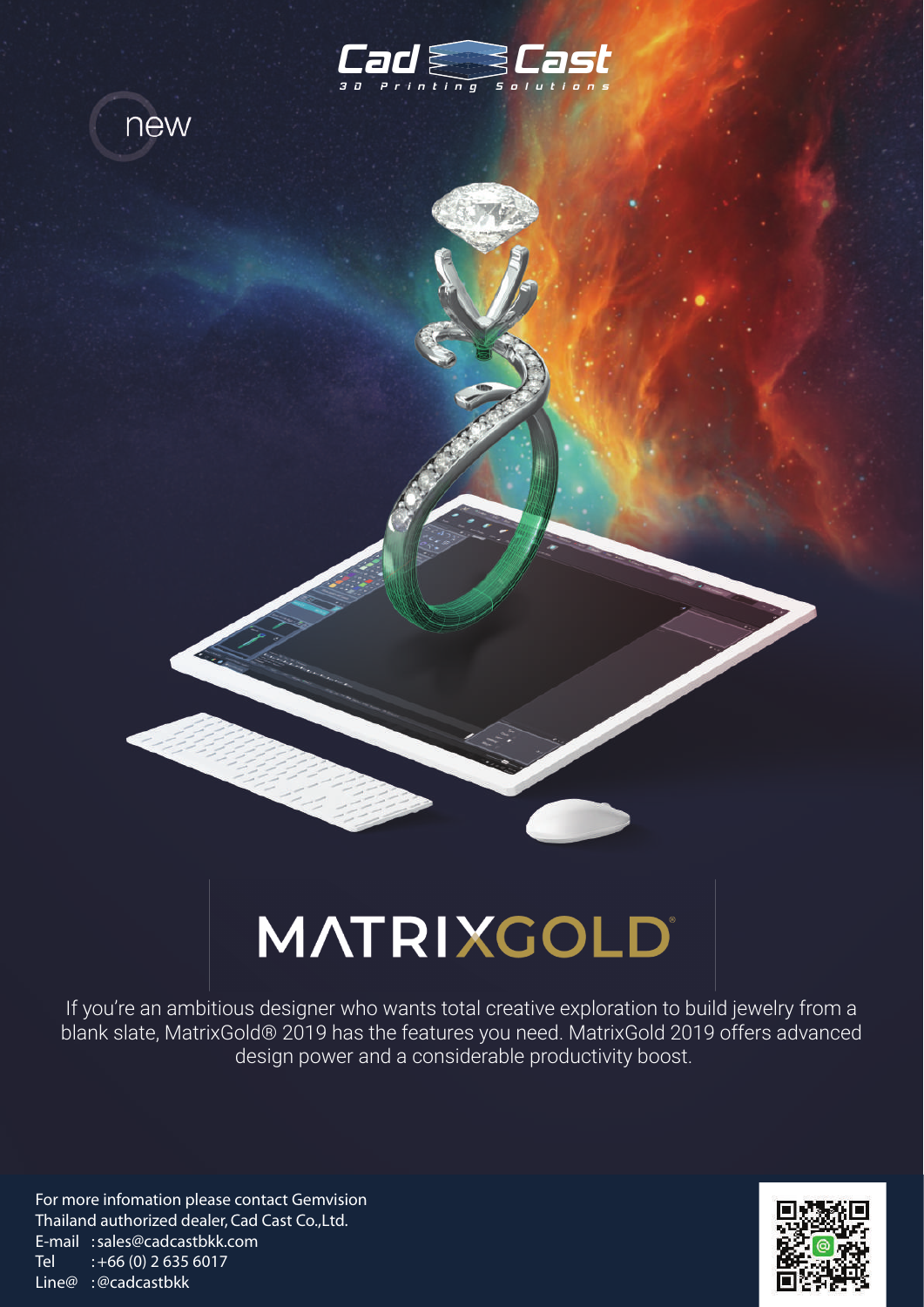Cad Cast

3D Printing Solutions

new

# MATRIXGOLD®

If you're an ambitious designer who wants total creative exploration to build jewelry from a blank slate, MatrixGold® 2019 has the features you need. MatrixGold 2019 offers advanced design power and a considerable productivity boost.

For more infomation please contact Gemvision Thailand authorized dealer, Cad Cast Co.,Ltd.

E-mail : sales@cadcastbkk.com

Tel : +66 (0) 2 635 6017

Line@ : @cadcastbkk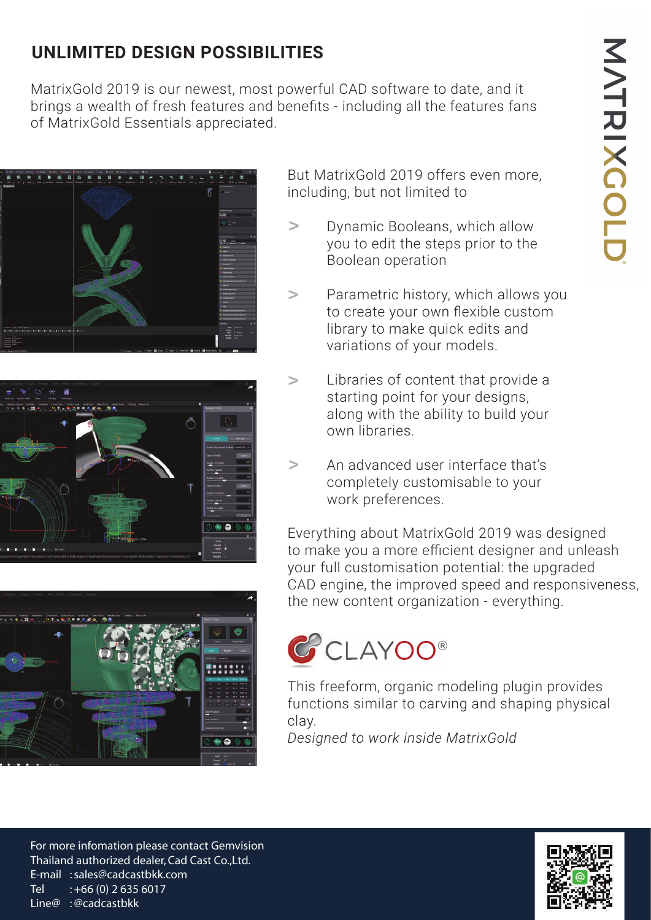## UNLIMITED DESIGN POSSIBILITIES

MatrixGold 2019 is our newest, most powerful CAD software to date, and it brings a wealth of fresh features and benefits - including all the features fans of MatrixGold Essentials appreciated.

But MatrixGold 2019 offers even more, including, but not limited to

- Dynamic Booleans, which allow you to edit the steps prior to the Boolean operation
- Parametric history, which allows you to create your own flexible custom library to make quick edits and variations of your models.
- Libraries of content that provide a starting point for your designs, along with the ability to build your own libraries.
- An advanced user interface that's completely customisable to your work preferences.

Everything about MatrixGold 2019 was designed to make you a more efficient designer and unleash your full customisation potential: the upgraded CAD engine, the improved speed and responsiveness, the new content organization - everything.

CLAYOO®

This freeform, organic modeling plugin provides functions similar to carving and shaping physical clay.

*Designed to work inside MatrixGold*

MATRIXGOLD®

For more infomation please contact Gemvision Thailand authorized dealer, Cad Cast Co.,Ltd.
E-mail : sales@cadcastbkk.com
Tel : +66 (0) 2 635 6017
Line@ : @cadcastbkk